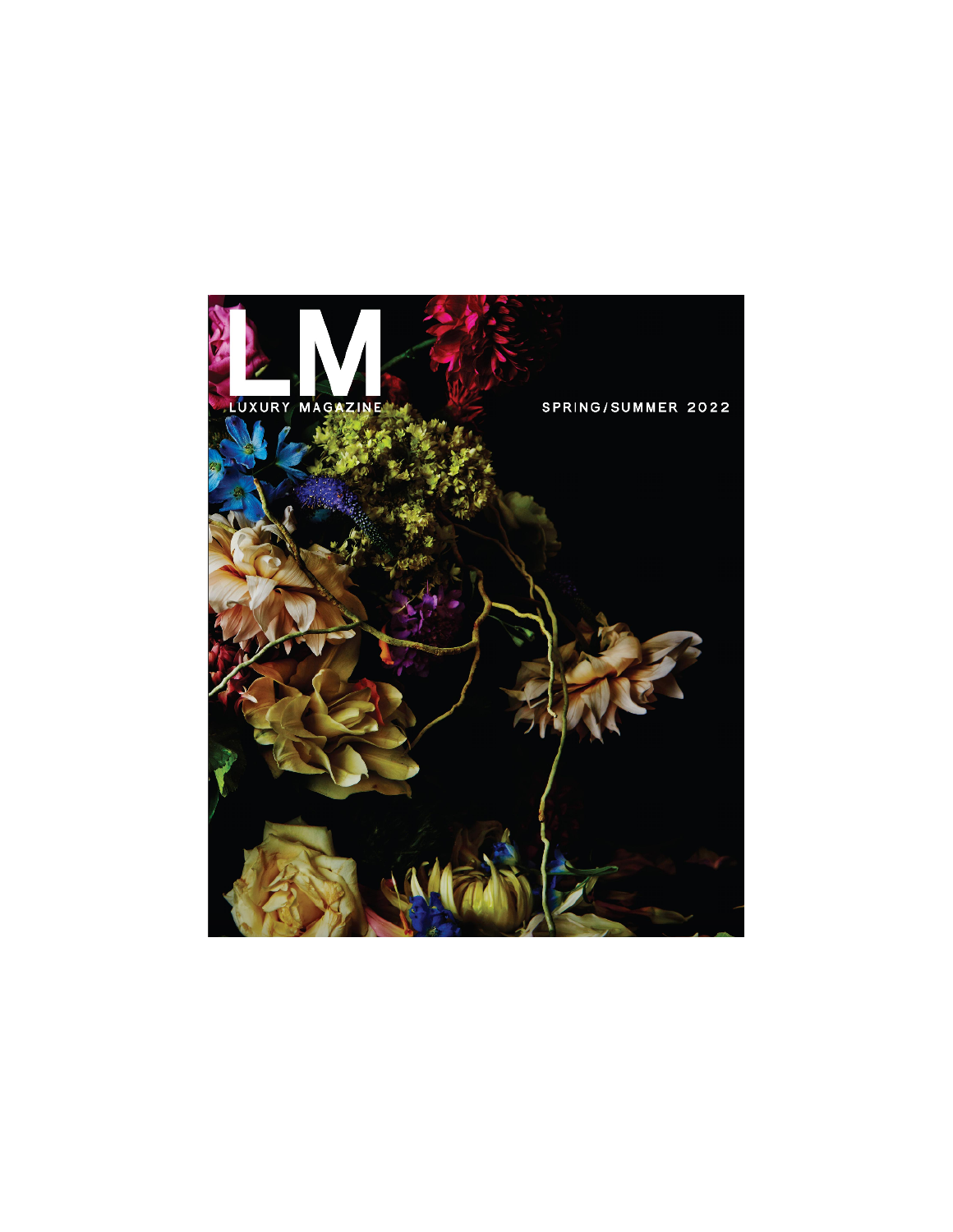# LM

LUXURY MAGAZINE

SPRING/SUMMER 2022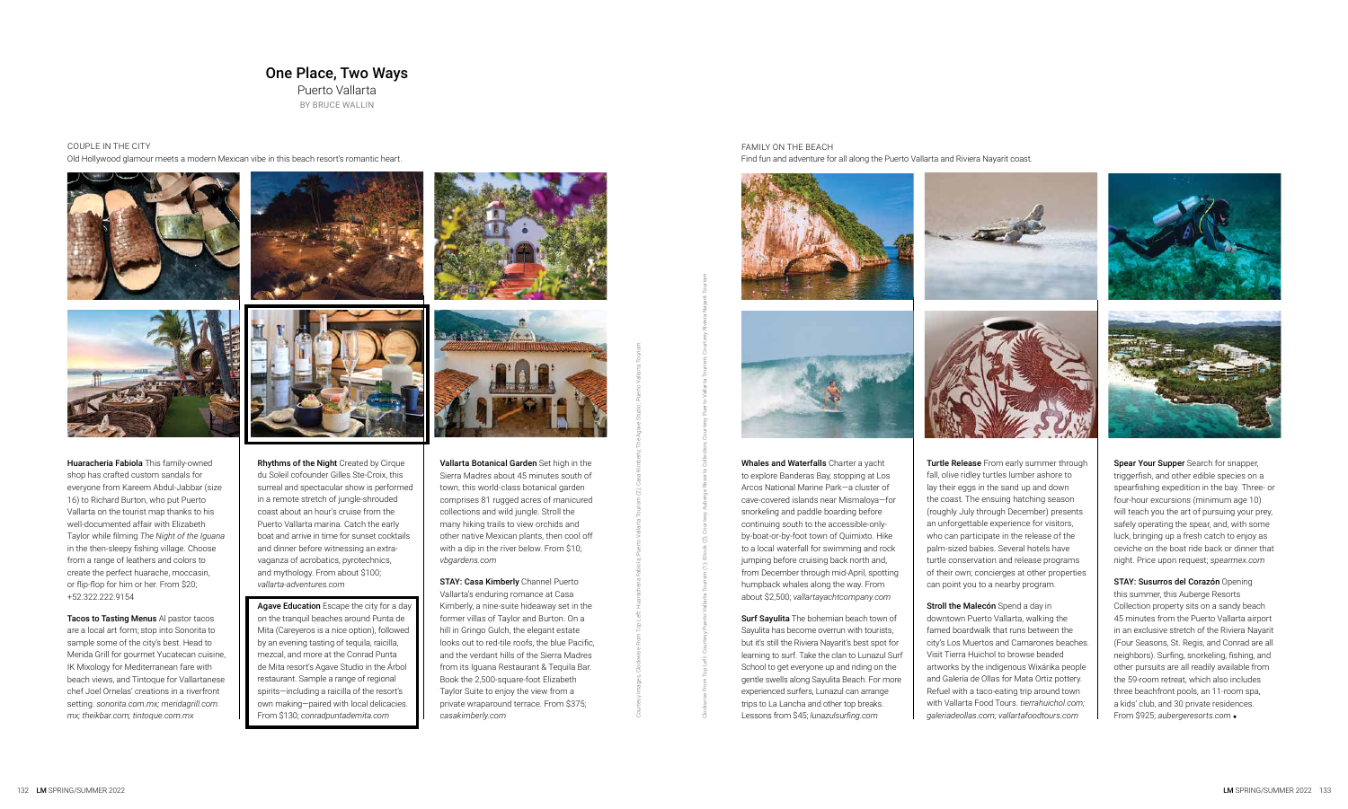# One Place, Two Ways

## Puerto Vallarta

BY BRUCE WALLIN

### COUPLE IN THE CITY

Old Hollywood glamour meets a modern Mexican vibe in this beach resort's romantic heart.

**Huaracheria Fabiola** This family-owned shop has crafted custom sandals for everyone from Kareem Abdul-Jabbar (size 16) to Richard Burton, who put Puerto Vallarta on the tourist map thanks to his well-documented affair with Elizabeth Taylor while filming *The Night of the Iguana* in the then-sleepy fishing village. Choose from a range of leathers and colors to create the perfect huarache, moccasin, or flip-flop for him or her. From $20; +52.322.222.9154

**Tacos to Tasting Menus** Al pastor tacos are a local art form; stop into Sonorita to sample some of the city's best. Head to Merida Grill for gourmet Yucatecan cuisine, IK Mixology for Mediterranean fare with beach views, and Tintoque for Vallartanese chef Joel Ornelas' creations in a riverfront setting. *sonorita.com.mx; meridagrill.com.mx; theikbar.com; tintoque.com.mx*

**Rhythms of the Night** Created by Cirque du Soleil cofounder Gilles Ste-Croix, this surreal and spectacular show is performed in a remote stretch of jungle-shrouded coast about an hour's cruise from the Puerto Vallarta marina. Catch the early boat and arrive in time for sunset cocktails and dinner before witnessing an extravaganza of acrobatics, pyrotechnics, and mythology. From about $100; *vallarta-adventures.com*

**Agave Education** Escape the city for a day on the tranquil beaches around Punta de Mita (Careyeros is a nice option), followed by an evening tasting of tequila, raicilla, mezcal, and more at the Conrad Punta de Mita resort's Agave Studio in the Arbol restaurant. Sample a range of regional spirits—including a raicilla of the resort's own making—paired with local delicacies. From $130; *conradpuntademita.com*

**Vallarta Botanical Garden** Set high in the Sierra Madres about 45 minutes south of town, this world-class botanical garden comprises 81 rugged acres of manicured collections and wild jungle. Stroll the many hiking trails to view orchids and other native Mexican plants, then cool off with a dip in the river below. From $10; *vbgardens.com*

**STAY: Casa Kimberly** Channel Puerto Vallarta's enduring romance at Casa Kimberly, a nine-suite hideaway set in the former villas of Taylor and Burton. On a hill in Gringo Gulch, the elegant estate looks out to red-tile roofs, the blue Pacific, and the verdant hills of the Sierra Madres from its Iguana Restaurant & Tequila Bar. Book the 2,500-square-foot Elizabeth Taylor Suite to enjoy the view from a private wraparound terrace. From $375; *casakimberly.com*

Courtesy Images, Clockwise From Top Left: Huaracheria Fabiola, Puerto Vallarta Tourism (2), Casa Kimberly, The Agave Studio, Puerto Vallarta Tourism

### FAMILY ON THE BEACH

Find fun and adventure for all along the Puerto Vallarta and Riviera Nayarit coast.

**Whales and Waterfalls** Charter a yacht to explore Banderas Bay, stopping at Los Arcos National Marine Park—a cluster of cave-covered islands near Mismaloya—for snorkeling and paddle boarding before continuing south to the accessible-only-by-boat-or-by-foot town of Quimixto. Hike to a local waterfall for swimming and rock jumping before cruising back north and, from December through mid-April, spotting humpback whales along the way. From about $2,500; *vallartayachtcompany.com*

**Surf Sayulita** The bohemian beach town of Sayulita has become overrun with tourists, but it's still the Riviera Nayarit's best spot for learning to surf. Take the clan to Lunazul Surf School to get everyone up and riding on the gentle swells along Sayulita Beach. For more experienced surfers, Lunazul can arrange trips to La Lancha and other top breaks. Lessons from $45; *lunazulsurfing.com*

**Turtle Release** From early summer through fall, olive ridley turtles lumber ashore to lay their eggs in the sand up and down the coast. The ensuing hatching season (roughly July through December) presents an unforgettable experience for visitors, who can participate in the release of the palm-sized babies. Several hotels have turtle conservation and release programs of their own; concierges at other properties can point you to a nearby program.

**Stroll the Malecón** Spend a day in downtown Puerto Vallarta, walking the famed boardwalk that runs between the city's Los Muertos and Camarones beaches. Visit Tierra Huichol to browse beaded artworks by the indigenous Wixárika people and Galería de Ollas for Mata Ortiz pottery. Refuel with a taco-eating trip around town with Vallarta Food Tours. *tierrahuichol.com; galeriadeollas.com; vallartafoodtours.com*

**Spear Your Supper** Search for snapper, triggerfish, and other edible species on a spearfishing expedition in the bay. Three- or four-hour excursions (minimum age 10) will teach you the art of pursuing your prey, safely operating the spear, and, with some luck, bringing up a fresh catch to enjoy as ceviche on the boat ride back or dinner that night. Price upon request; *spearmex.com*

**STAY: Susurros del Corazón** Opening this summer, this Auberge Resorts Collection property sits on a sandy beach 45 minutes from the Puerto Vallarta airport in an exclusive stretch of the Riviera Nayarit (Four Seasons, St. Regis, and Conrad are all neighbors). Surfing, snorkeling, fishing, and other pursuits are all readily available from the 59-room retreat, which also includes three beachfront pools, an 11-room spa, a kids' club, and 30 private residences. From $925; *aubergeresorts.com* •

Clockwise From Top Left: Courtesy Puerto Vallarta Tourism (1), iStock (2), Courtesy Auberge Resorts Collection, Courtesy Puerto Vallarta Tourism, Courtesy Riviera Nayarit Tourism